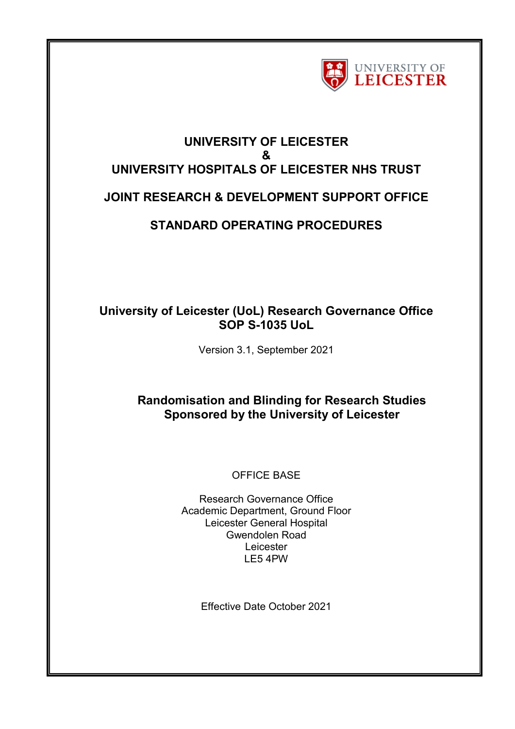UNIVERSITY OF LEICESTER

# UNIVERSITY OF LEICESTER
# &
# UNIVERSITY HOSPITALS OF LEICESTER NHS TRUST

# JOINT RESEARCH & DEVELOPMENT SUPPORT OFFICE

# STANDARD OPERATING PROCEDURES

## University of Leicester (UoL) Research Governance Office
## SOP S-1035 UoL

Version 3.1, September 2021

## Randomisation and Blinding for Research Studies Sponsored by the University of Leicester

OFFICE BASE

Research Governance Office
Academic Department, Ground Floor
Leicester General Hospital
Gwendolen Road
Leicester
LE5 4PW

Effective Date October 2021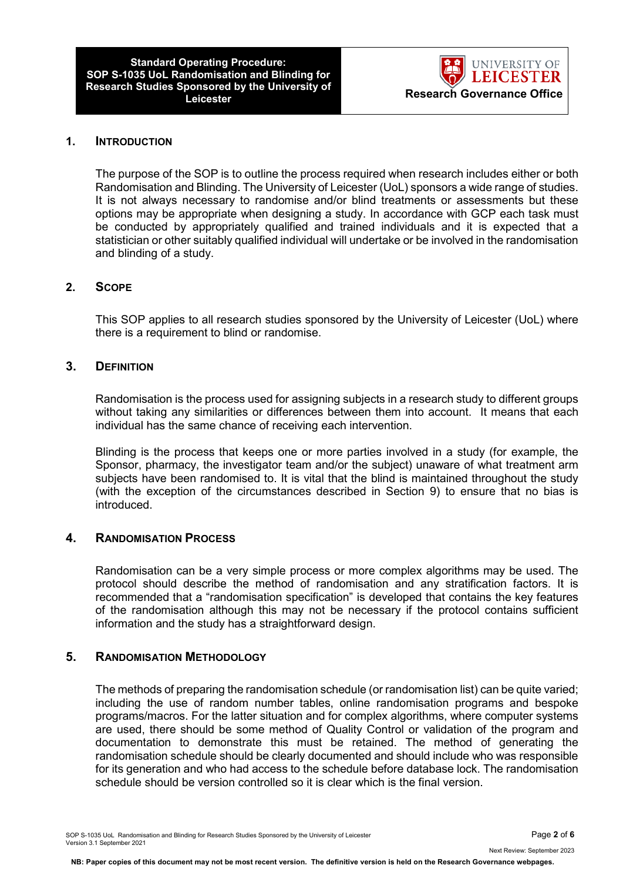## 1. Introduction

The purpose of the SOP is to outline the process required when research includes either or both Randomisation and Blinding. The University of Leicester (UoL) sponsors a wide range of studies. It is not always necessary to randomise and/or blind treatments or assessments but these options may be appropriate when designing a study. In accordance with GCP each task must be conducted by appropriately qualified and trained individuals and it is expected that a statistician or other suitably qualified individual will undertake or be involved in the randomisation and blinding of a study.

## 2. Scope

This SOP applies to all research studies sponsored by the University of Leicester (UoL) where there is a requirement to blind or randomise.

## 3. Definition

Randomisation is the process used for assigning subjects in a research study to different groups without taking any similarities or differences between them into account. It means that each individual has the same chance of receiving each intervention.

Blinding is the process that keeps one or more parties involved in a study (for example, the Sponsor, pharmacy, the investigator team and/or the subject) unaware of what treatment arm subjects have been randomised to. It is vital that the blind is maintained throughout the study (with the exception of the circumstances described in Section 9) to ensure that no bias is introduced.

## 4. Randomisation Process

Randomisation can be a very simple process or more complex algorithms may be used. The protocol should describe the method of randomisation and any stratification factors. It is recommended that a "randomisation specification" is developed that contains the key features of the randomisation although this may not be necessary if the protocol contains sufficient information and the study has a straightforward design.

## 5. Randomisation Methodology

The methods of preparing the randomisation schedule (or randomisation list) can be quite varied; including the use of random number tables, online randomisation programs and bespoke programs/macros. For the latter situation and for complex algorithms, where computer systems are used, there should be some method of Quality Control or validation of the program and documentation to demonstrate this must be retained. The method of generating the randomisation schedule should be clearly documented and should include who was responsible for its generation and who had access to the schedule before database lock. The randomisation schedule should be version controlled so it is clear which is the final version.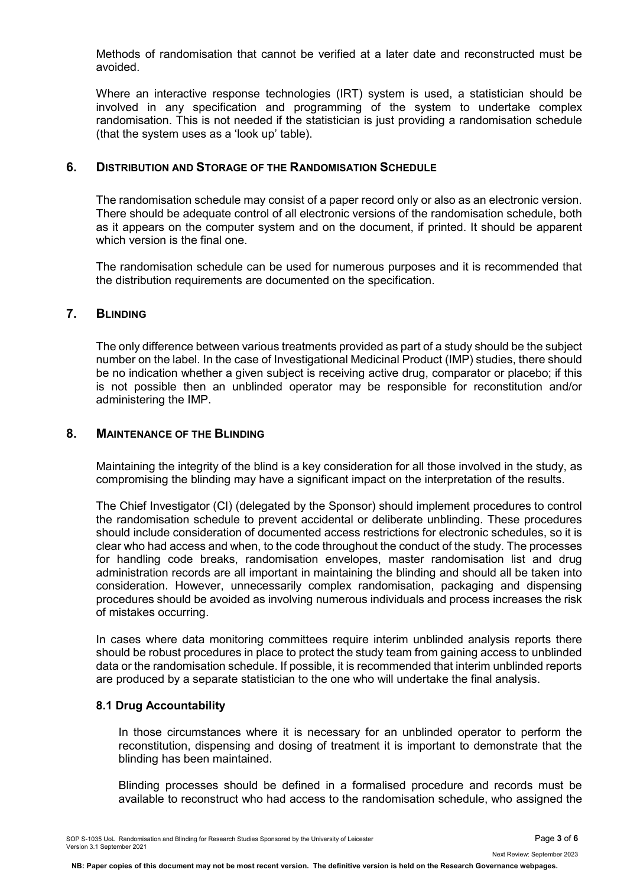Methods of randomisation that cannot be verified at a later date and reconstructed must be avoided.

Where an interactive response technologies (IRT) system is used, a statistician should be involved in any specification and programming of the system to undertake complex randomisation. This is not needed if the statistician is just providing a randomisation schedule (that the system uses as a 'look up' table).

## 6. Distribution and Storage of the Randomisation Schedule

The randomisation schedule may consist of a paper record only or also as an electronic version. There should be adequate control of all electronic versions of the randomisation schedule, both as it appears on the computer system and on the document, if printed. It should be apparent which version is the final one.

The randomisation schedule can be used for numerous purposes and it is recommended that the distribution requirements are documented on the specification.

## 7. Blinding

The only difference between various treatments provided as part of a study should be the subject number on the label. In the case of Investigational Medicinal Product (IMP) studies, there should be no indication whether a given subject is receiving active drug, comparator or placebo; if this is not possible then an unblinded operator may be responsible for reconstitution and/or administering the IMP.

## 8. Maintenance of the Blinding

Maintaining the integrity of the blind is a key consideration for all those involved in the study, as compromising the blinding may have a significant impact on the interpretation of the results.

The Chief Investigator (CI) (delegated by the Sponsor) should implement procedures to control the randomisation schedule to prevent accidental or deliberate unblinding. These procedures should include consideration of documented access restrictions for electronic schedules, so it is clear who had access and when, to the code throughout the conduct of the study. The processes for handling code breaks, randomisation envelopes, master randomisation list and drug administration records are all important in maintaining the blinding and should all be taken into consideration. However, unnecessarily complex randomisation, packaging and dispensing procedures should be avoided as involving numerous individuals and process increases the risk of mistakes occurring.

In cases where data monitoring committees require interim unblinded analysis reports there should be robust procedures in place to protect the study team from gaining access to unblinded data or the randomisation schedule. If possible, it is recommended that interim unblinded reports are produced by a separate statistician to the one who will undertake the final analysis.

### 8.1 Drug Accountability

In those circumstances where it is necessary for an unblinded operator to perform the reconstitution, dispensing and dosing of treatment it is important to demonstrate that the blinding has been maintained.

Blinding processes should be defined in a formalised procedure and records must be available to reconstruct who had access to the randomisation schedule, who assigned the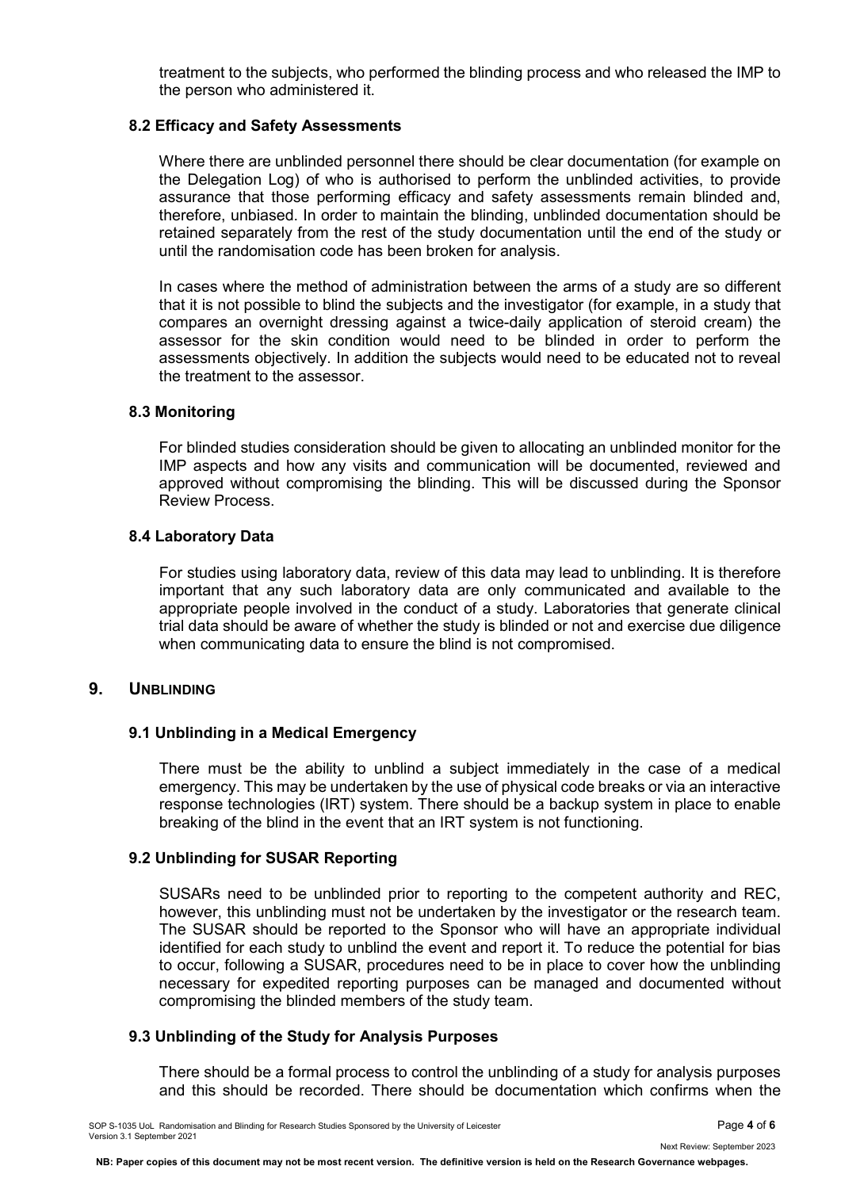treatment to the subjects, who performed the blinding process and who released the IMP to the person who administered it.

### 8.2 Efficacy and Safety Assessments

Where there are unblinded personnel there should be clear documentation (for example on the Delegation Log) of who is authorised to perform the unblinded activities, to provide assurance that those performing efficacy and safety assessments remain blinded and, therefore, unbiased. In order to maintain the blinding, unblinded documentation should be retained separately from the rest of the study documentation until the end of the study or until the randomisation code has been broken for analysis.

In cases where the method of administration between the arms of a study are so different that it is not possible to blind the subjects and the investigator (for example, in a study that compares an overnight dressing against a twice-daily application of steroid cream) the assessor for the skin condition would need to be blinded in order to perform the assessments objectively. In addition the subjects would need to be educated not to reveal the treatment to the assessor.

### 8.3 Monitoring

For blinded studies consideration should be given to allocating an unblinded monitor for the IMP aspects and how any visits and communication will be documented, reviewed and approved without compromising the blinding. This will be discussed during the Sponsor Review Process.

### 8.4 Laboratory Data

For studies using laboratory data, review of this data may lead to unblinding. It is therefore important that any such laboratory data are only communicated and available to the appropriate people involved in the conduct of a study. Laboratories that generate clinical trial data should be aware of whether the study is blinded or not and exercise due diligence when communicating data to ensure the blind is not compromised.

## 9. Unblinding

### 9.1 Unblinding in a Medical Emergency

There must be the ability to unblind a subject immediately in the case of a medical emergency. This may be undertaken by the use of physical code breaks or via an interactive response technologies (IRT) system. There should be a backup system in place to enable breaking of the blind in the event that an IRT system is not functioning.

### 9.2 Unblinding for SUSAR Reporting

SUSARs need to be unblinded prior to reporting to the competent authority and REC, however, this unblinding must not be undertaken by the investigator or the research team. The SUSAR should be reported to the Sponsor who will have an appropriate individual identified for each study to unblind the event and report it. To reduce the potential for bias to occur, following a SUSAR, procedures need to be in place to cover how the unblinding necessary for expedited reporting purposes can be managed and documented without compromising the blinded members of the study team.

### 9.3 Unblinding of the Study for Analysis Purposes

There should be a formal process to control the unblinding of a study for analysis purposes and this should be recorded. There should be documentation which confirms when the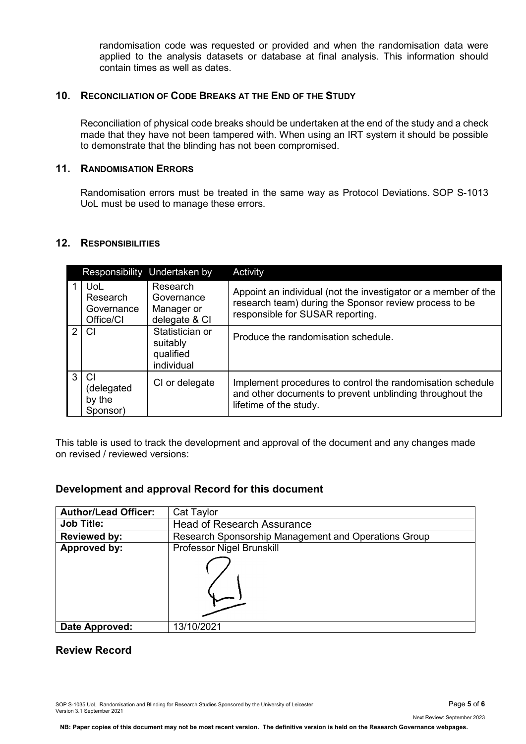randomisation code was requested or provided and when the randomisation data were applied to the analysis datasets or database at final analysis. This information should contain times as well as dates.

## 10. Reconciliation of Code Breaks at the End of the Study

Reconciliation of physical code breaks should be undertaken at the end of the study and a check made that they have not been tampered with. When using an IRT system it should be possible to demonstrate that the blinding has not been compromised.

## 11. Randomisation Errors

Randomisation errors must be treated in the same way as Protocol Deviations. SOP S-1013 UoL must be used to manage these errors.

## 12. Responsibilities

| | Responsibility | Undertaken by | Activity |
|---|---|---|---|
| 1 | UoL Research Governance Office/CI | Research Governance Manager or delegate & CI | Appoint an individual (not the investigator or a member of the research team) during the Sponsor review process to be responsible for SUSAR reporting. |
| 2 | CI | Statistician or suitably qualified individual | Produce the randomisation schedule. |
| 3 | CI (delegated by the Sponsor) | CI or delegate | Implement procedures to control the randomisation schedule and other documents to prevent unblinding throughout the lifetime of the study. |

This table is used to track the development and approval of the document and any changes made on revised / reviewed versions:

## Development and approval Record for this document

| | |
|---|---|
| **Author/Lead Officer:** | Cat Taylor |
| **Job Title:** | Head of Research Assurance |
| **Reviewed by:** | Research Sponsorship Management and Operations Group |
| **Approved by:** | Professor Nigel Brunskill |
| **Date Approved:** | 13/10/2021 |

## Review Record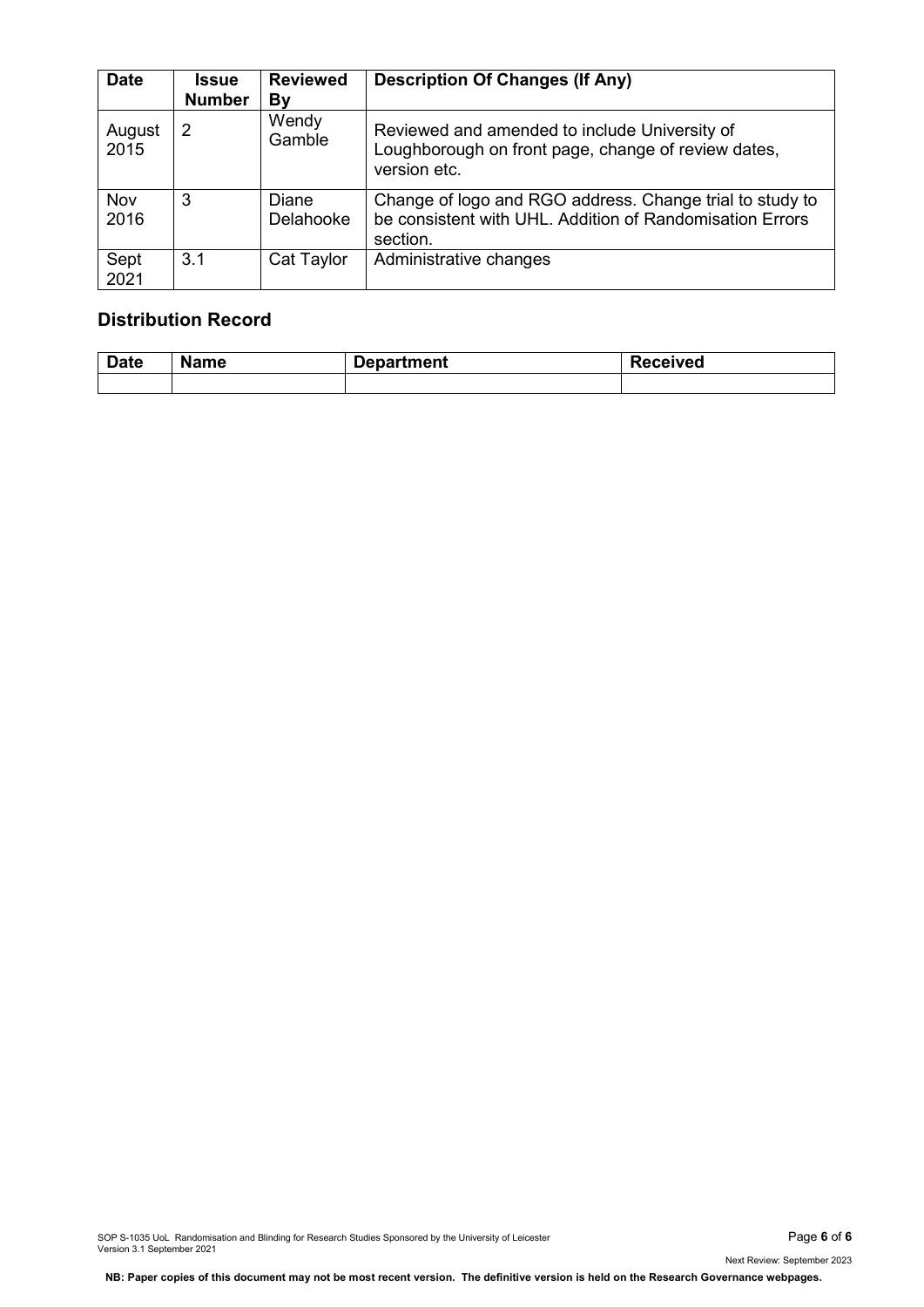| Date | Issue Number | Reviewed By | Description Of Changes (If Any) |
| --- | --- | --- | --- |
| August 2015 | 2 | Wendy Gamble | Reviewed and amended to include University of Loughborough on front page, change of review dates, version etc. |
| Nov 2016 | 3 | Diane Delahooke | Change of logo and RGO address. Change trial to study to be consistent with UHL. Addition of Randomisation Errors section. |
| Sept 2021 | 3.1 | Cat Taylor | Administrative changes |

## Distribution Record

| Date | Name | Department | Received |
| --- | --- | --- | --- |
| | | | |

NB: Paper copies of this document may not be most recent version. The definitive version is held on the Research Governance webpages.